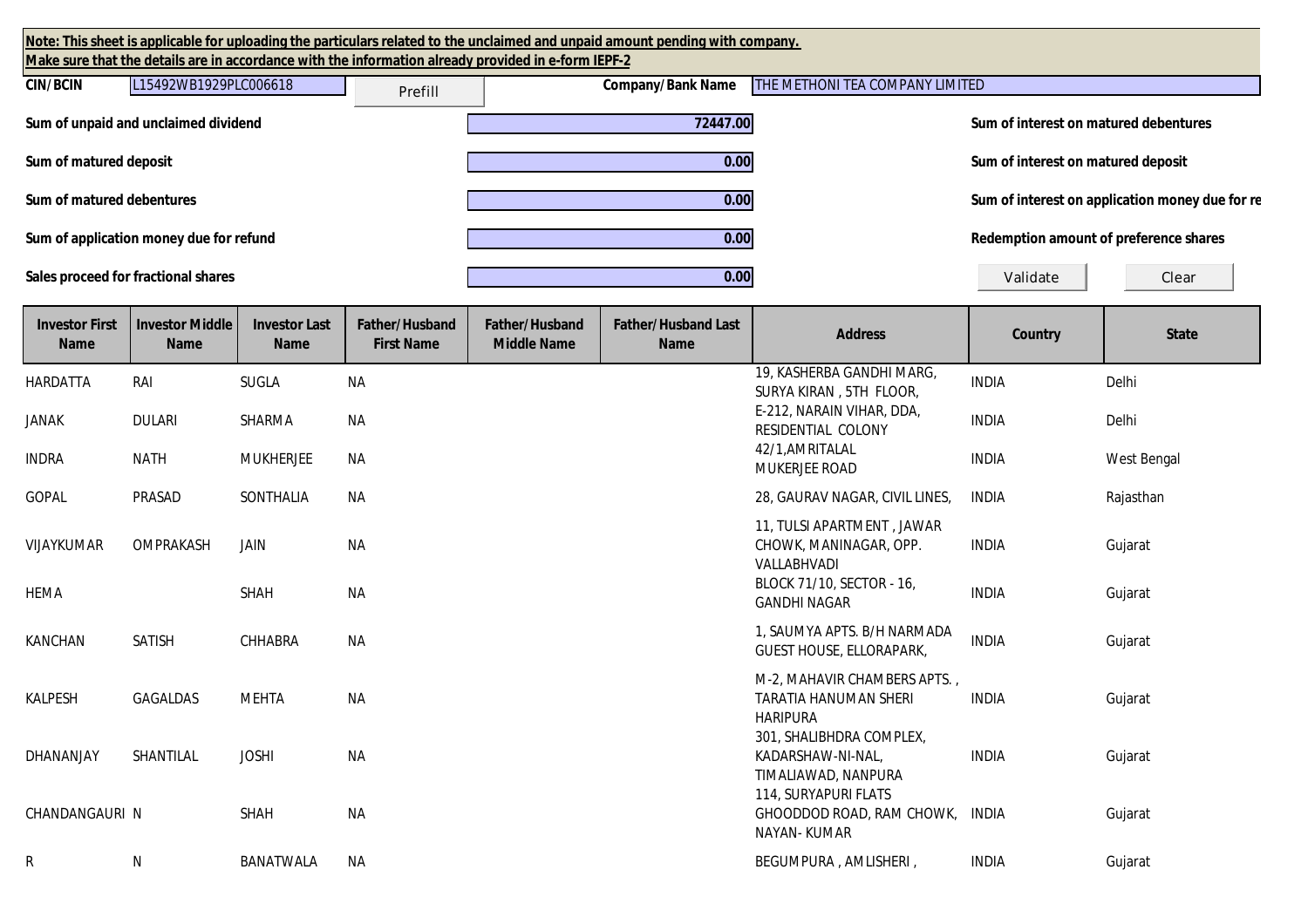**Note: This sheet is applicable for uploading the particulars related to the unclaimed and unpaid amount pending with company.**
**Make sure that the details are in accordance with the information already provided in e-form IEPF-2**

**CIN/BCIN** L15492WB1929PLC006618 Prefill **Company/Bank Name** THE METHONI TEA COMPANY LIMITED

| | | | |
|---|---|---|---|
| **Sum of unpaid and unclaimed dividend** | 72447.00 | **Sum of interest on matured debentures** | |
| **Sum of matured deposit** | 0.00 | **Sum of interest on matured deposit** | |
| **Sum of matured debentures** | 0.00 | **Sum of interest on application money due for re** | |
| **Sum of application money due for refund** | 0.00 | **Redemption amount of preference shares** | |
| **Sales proceed for fractional shares** | 0.00 | Validate | Clear |

| Investor First Name | Investor Middle Name | Investor Last Name | Father/Husband First Name | Father/Husband Middle Name | Father/Husband Last Name | Address | Country | State |
|---|---|---|---|---|---|---|---|---|
| HARDATTA | RAI | SUGLA | NA | | | 19, KASHERBA GANDHI MARG, SURYA KIRAN , 5TH FLOOR, | INDIA | Delhi |
| JANAK | DULARI | SHARMA | NA | | | E-212, NARAIN VIHAR, DDA, RESIDENTIAL COLONY | INDIA | Delhi |
| INDRA | NATH | MUKHERJEE | NA | | | 42/1,AMRITALAL MUKERJEE ROAD | INDIA | West Bengal |
| GOPAL | PRASAD | SONTHALIA | NA | | | 28, GAURAV NAGAR, CIVIL LINES, | INDIA | Rajasthan |
| VIJAYKUMAR | OMPRAKASH | JAIN | NA | | | 11, TULSI APARTMENT , JAWAR CHOWK, MANINAGAR, OPP. VALLABHVADI | INDIA | Gujarat |
| HEMA | | SHAH | NA | | | BLOCK 71/10, SECTOR - 16, GANDHI NAGAR | INDIA | Gujarat |
| KANCHAN | SATISH | CHHABRA | NA | | | 1, SAUMYA APTS. B/H NARMADA GUEST HOUSE, ELLORAPARK, | INDIA | Gujarat |
| KALPESH | GAGALDAS | MEHTA | NA | | | M-2, MAHAVIR CHAMBERS APTS. , TARATIA HANUMAN SHERI HARIPURA | INDIA | Gujarat |
| DHANANJAY | SHANTILAL | JOSHI | NA | | | 301, SHALIBHDRA COMPLEX, KADARSHAW-NI-NAL, TIMALIAWAD, NANPURA | INDIA | Gujarat |
| CHANDANGAURI | N | SHAH | NA | | | 114, SURYAPURI FLATS GHOODDOD ROAD, RAM CHOWK, NAYAN- KUMAR | INDIA | Gujarat |
| R | N | BANATWALA | NA | | | BEGUMPURA , AMLISHERI , | INDIA | Gujarat |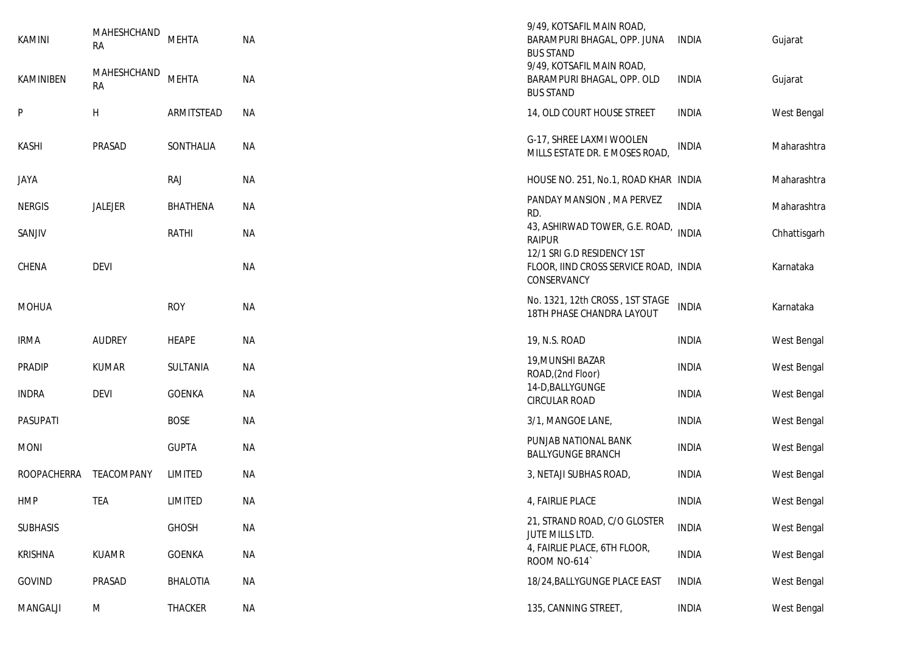| | | | | | | |
|---|---|---|---|---|---|---|
| KAMINI | MAHESHCHANDRA | MEHTA | NA | 9/49, KOTSAFIL MAIN ROAD, BARAMPURI BHAGAL, OPP. JUNA BUS STAND | INDIA | Gujarat |
| KAMINIBEN | MAHESHCHANDRA | MEHTA | NA | 9/49, KOTSAFIL MAIN ROAD, BARAMPURI BHAGAL, OPP. OLD BUS STAND | INDIA | Gujarat |
| P | H | ARMITSTEAD | NA | 14, OLD COURT HOUSE STREET | INDIA | West Bengal |
| KASHI | PRASAD | SONTHALIA | NA | G-17, SHREE LAXMI WOOLEN MILLS ESTATE DR. E MOSES ROAD, | INDIA | Maharashtra |
| JAYA | | RAJ | NA | HOUSE NO. 251, No.1, ROAD KHAR | INDIA | Maharashtra |
| NERGIS | JALEJER | BHATHENA | NA | PANDAY MANSION , M A PERVEZ RD. | INDIA | Maharashtra |
| SANJIV | | RATHI | NA | 43, ASHIRWAD TOWER, G.E. ROAD, RAIPUR | INDIA | Chhattisgarh |
| CHENA | DEVI | | NA | 12/1 SRI G.D RESIDENCY 1ST FLOOR, IIND CROSS SERVICE ROAD, CONSERVANCY | INDIA | Karnataka |
| MOHUA | | ROY | NA | No. 1321, 12th CROSS , 1ST STAGE 18TH PHASE CHANDRA LAYOUT | INDIA | Karnataka |
| IRMA | AUDREY | HEAPE | NA | 19, N.S. ROAD | INDIA | West Bengal |
| PRADIP | KUMAR | SULTANIA | NA | 19,MUNSHI BAZAR ROAD,(2nd Floor) | INDIA | West Bengal |
| INDRA | DEVI | GOENKA | NA | 14-D,BALLYGUNGE CIRCULAR ROAD | INDIA | West Bengal |
| PASUPATI | | BOSE | NA | 3/1, MANGOE LANE, | INDIA | West Bengal |
| MONI | | GUPTA | NA | PUNJAB NATIONAL BANK BALLYGUNGE BRANCH | INDIA | West Bengal |
| ROOPACHERRA | TEACOMPANY | LIMITED | NA | 3, NETAJI SUBHAS ROAD, | INDIA | West Bengal |
| HMP | TEA | LIMITED | NA | 4, FAIRLIE PLACE | INDIA | West Bengal |
| SUBHASIS | | GHOSH | NA | 21, STRAND ROAD, C/O GLOSTER JUTE MILLS LTD. | INDIA | West Bengal |
| KRISHNA | KUAMR | GOENKA | NA | 4, FAIRLIE PLACE, 6TH FLOOR, ROOM NO-614` | INDIA | West Bengal |
| GOVIND | PRASAD | BHALOTIA | NA | 18/24,BALLYGUNGE PLACE EAST | INDIA | West Bengal |
| MANGALJI | M | THACKER | NA | 135, CANNING STREET, | INDIA | West Bengal |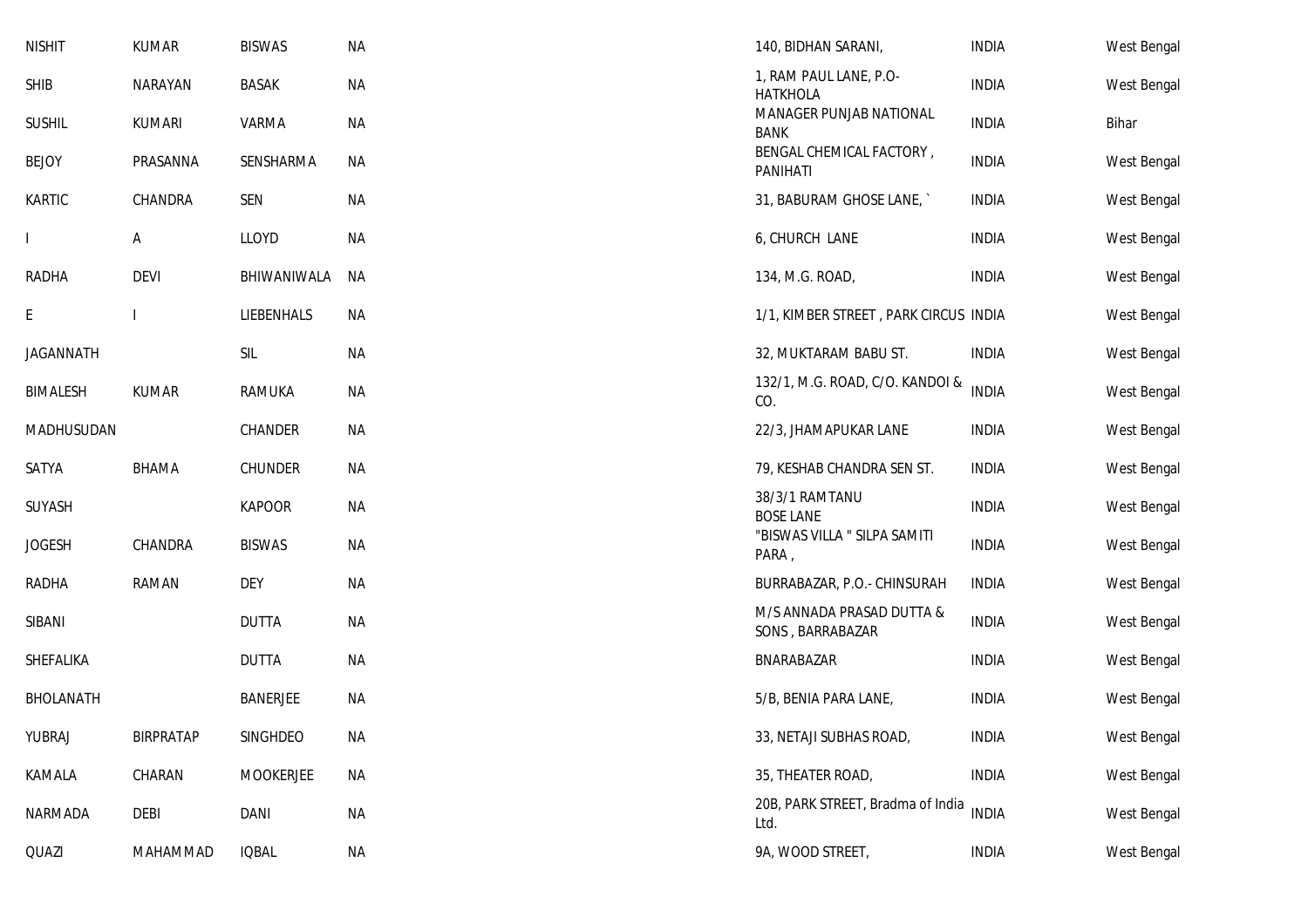| | | | | | | |
|---|---|---|---|---|---|---|
| NISHIT | KUMAR | BISWAS | NA | 140, BIDHAN SARANI, | INDIA | West Bengal |
| SHIB | NARAYAN | BASAK | NA | 1, RAM PAUL LANE, P.O-HATKHOLA | INDIA | West Bengal |
| SUSHIL | KUMARI | VARMA | NA | MANAGER PUNJAB NATIONAL BANK | INDIA | Bihar |
| BEJOY | PRASANNA | SENSHARMA | NA | BENGAL CHEMICAL FACTORY , PANIHATI | INDIA | West Bengal |
| KARTIC | CHANDRA | SEN | NA | 31, BABURAM GHOSE LANE, ` | INDIA | West Bengal |
| I | A | LLOYD | NA | 6, CHURCH LANE | INDIA | West Bengal |
| RADHA | DEVI | BHIWANIWALA | NA | 134, M.G. ROAD, | INDIA | West Bengal |
| E | I | LIEBENHALS | NA | 1/1, KIMBER STREET , PARK CIRCUS | INDIA | West Bengal |
| JAGANNATH | | SIL | NA | 32, MUKTARAM BABU ST. | INDIA | West Bengal |
| BIMALESH | KUMAR | RAMUKA | NA | 132/1, M.G. ROAD, C/O. KANDOI & CO. | INDIA | West Bengal |
| MADHUSUDAN | | CHANDER | NA | 22/3, JHAMAPUKAR LANE | INDIA | West Bengal |
| SATYA | BHAMA | CHUNDER | NA | 79, KESHAB CHANDRA SEN ST. | INDIA | West Bengal |
| SUYASH | | KAPOOR | NA | 38/3/1 RAMTANU BOSE LANE | INDIA | West Bengal |
| JOGESH | CHANDRA | BISWAS | NA | "BISWAS VILLA " SILPA SAMITI PARA , | INDIA | West Bengal |
| RADHA | RAMAN | DEY | NA | BURRABAZAR, P.O.- CHINSURAH | INDIA | West Bengal |
| SIBANI | | DUTTA | NA | M/S ANNADA PRASAD DUTTA & SONS , BARRABAZAR | INDIA | West Bengal |
| SHEFALIKA | | DUTTA | NA | BNARABAZAR | INDIA | West Bengal |
| BHOLANATH | | BANERJEE | NA | 5/B, BENIA PARA LANE, | INDIA | West Bengal |
| YUBRAJ | BIRPRATAP | SINGHDEO | NA | 33, NETAJI SUBHAS ROAD, | INDIA | West Bengal |
| KAMALA | CHARAN | MOOKERJEE | NA | 35, THEATER ROAD, | INDIA | West Bengal |
| NARMADA | DEBI | DANI | NA | 20B, PARK STREET, Bradma of India Ltd. | INDIA | West Bengal |
| QUAZI | MAHAMMAD | IQBAL | NA | 9A, WOOD STREET, | INDIA | West Bengal |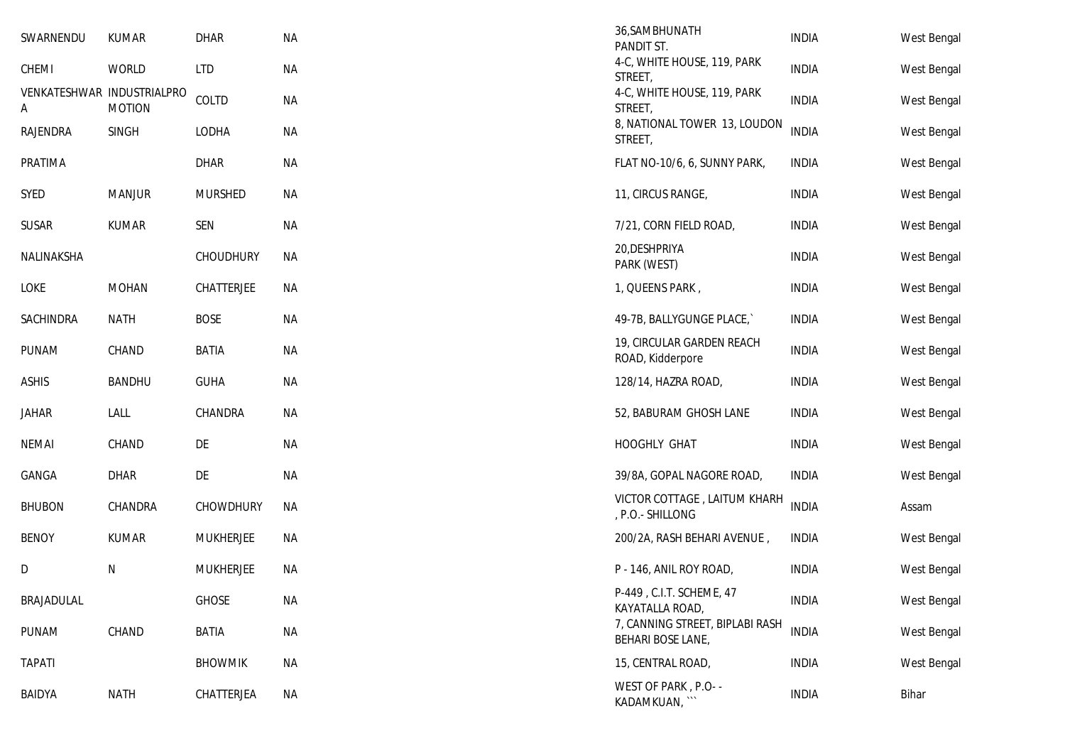| | | | | | | |
|---|---|---|---|---|---|---|
| SWARNENDU | KUMAR | DHAR | NA | 36,SAMBHUNATH PANDIT ST. | INDIA | West Bengal |
| CHEMI | WORLD | LTD | NA | 4-C, WHITE HOUSE, 119, PARK STREET, | INDIA | West Bengal |
| VENKATESHWARA | INDUSTRIALPROMOTION | COLTD | NA | 4-C, WHITE HOUSE, 119, PARK STREET, | INDIA | West Bengal |
| RAJENDRA | SINGH | LODHA | NA | 8, NATIONAL TOWER 13, LOUDON STREET, | INDIA | West Bengal |
| PRATIMA | | DHAR | NA | FLAT NO-10/6, 6, SUNNY PARK, | INDIA | West Bengal |
| SYED | MANJUR | MURSHED | NA | 11, CIRCUS RANGE, | INDIA | West Bengal |
| SUSAR | KUMAR | SEN | NA | 7/21, CORN FIELD ROAD, | INDIA | West Bengal |
| NALINAKSHA | | CHOUDHURY | NA | 20,DESHPRIYA PARK (WEST) | INDIA | West Bengal |
| LOKE | MOHAN | CHATTERJEE | NA | 1, QUEENS PARK , | INDIA | West Bengal |
| SACHINDRA | NATH | BOSE | NA | 49-7B, BALLYGUNGE PLACE,` | INDIA | West Bengal |
| PUNAM | CHAND | BATIA | NA | 19, CIRCULAR GARDEN REACH ROAD, Kidderpore | INDIA | West Bengal |
| ASHIS | BANDHU | GUHA | NA | 128/14, HAZRA ROAD, | INDIA | West Bengal |
| JAHAR | LALL | CHANDRA | NA | 52, BABURAM GHOSH LANE | INDIA | West Bengal |
| NEMAI | CHAND | DE | NA | HOOGHLY GHAT | INDIA | West Bengal |
| GANGA | DHAR | DE | NA | 39/8A, GOPAL NAGORE ROAD, | INDIA | West Bengal |
| BHUBON | CHANDRA | CHOWDHURY | NA | VICTOR COTTAGE , LAITUM KHARH , P.O.- SHILLONG | INDIA | Assam |
| BENOY | KUMAR | MUKHERJEE | NA | 200/2A, RASH BEHARI AVENUE , | INDIA | West Bengal |
| D | N | MUKHERJEE | NA | P - 146, ANIL ROY ROAD, | INDIA | West Bengal |
| BRAJADULAL | | GHOSE | NA | P-449 , C.I.T. SCHEME, 47 KAYATALLA ROAD, | INDIA | West Bengal |
| PUNAM | CHAND | BATIA | NA | 7, CANNING STREET, BIPLABI RASH BEHARI BOSE LANE, | INDIA | West Bengal |
| TAPATI | | BHOWMIK | NA | 15, CENTRAL ROAD, | INDIA | West Bengal |
| BAIDYA | NATH | CHATTERJEA | NA | WEST OF PARK , P.O- - KADAMKUAN, ``` | INDIA | Bihar |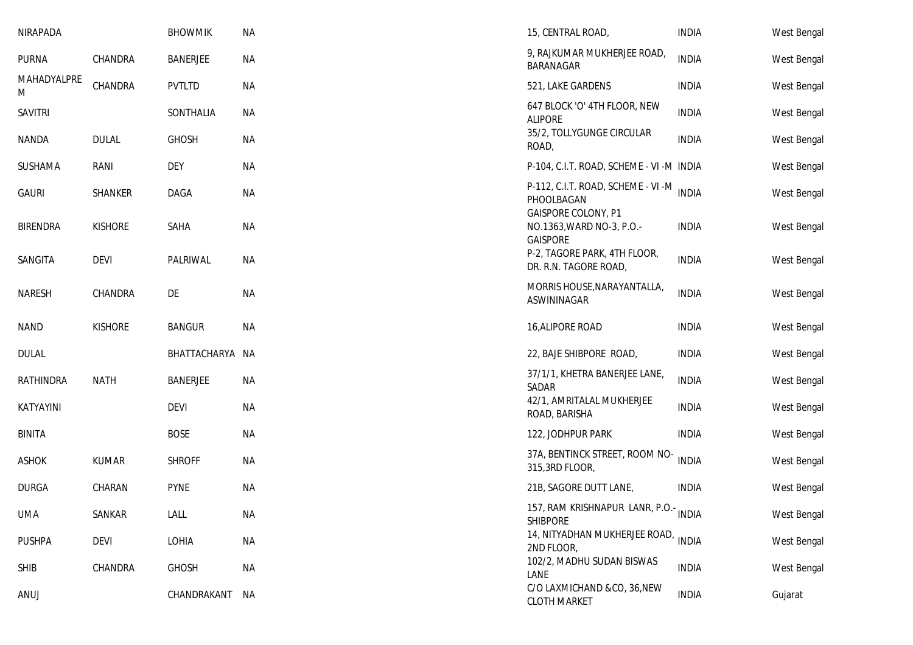| | | | | | | |
|---|---|---|---|---|---|---|
| NIRAPADA | | BHOWMIK | NA | 15, CENTRAL ROAD, | INDIA | West Bengal |
| PURNA | CHANDRA | BANERJEE | NA | 9, RAJKUMAR MUKHERJEE ROAD, BARANAGAR | INDIA | West Bengal |
| MAHADYALPREM | CHANDRA | PVTLTD | NA | 521, LAKE GARDENS | INDIA | West Bengal |
| SAVITRI | | SONTHALIA | NA | 647 BLOCK 'O' 4TH FLOOR, NEW ALIPORE | INDIA | West Bengal |
| NANDA | DULAL | GHOSH | NA | 35/2, TOLLYGUNGE CIRCULAR ROAD, | INDIA | West Bengal |
| SUSHAMA | RANI | DEY | NA | P-104, C.I.T. ROAD, SCHEME - VI -M | INDIA | West Bengal |
| GAURI | SHANKER | DAGA | NA | P-112, C.I.T. ROAD, SCHEME - VI -M PHOOLBAGAN | INDIA | West Bengal |
| BIRENDRA | KISHORE | SAHA | NA | GAISPORE COLONY, P1 NO.1363,WARD NO-3, P.O.-GAISPORE | INDIA | West Bengal |
| SANGITA | DEVI | PALRIWAL | NA | P-2, TAGORE PARK, 4TH FLOOR, DR. R.N. TAGORE ROAD, | INDIA | West Bengal |
| NARESH | CHANDRA | DE | NA | MORRIS HOUSE,NARAYANTALLA, ASWININAGAR | INDIA | West Bengal |
| NAND | KISHORE | BANGUR | NA | 16,ALIPORE ROAD | INDIA | West Bengal |
| DULAL | | BHATTACHARYA | NA | 22, BAJE SHIBPORE ROAD, | INDIA | West Bengal |
| RATHINDRA | NATH | BANERJEE | NA | 37/1/1, KHETRA BANERJEE LANE, SADAR | INDIA | West Bengal |
| KATYAYINI | | DEVI | NA | 42/1, AMRITALAL MUKHERJEE ROAD, BARISHA | INDIA | West Bengal |
| BINITA | | BOSE | NA | 122, JODHPUR PARK | INDIA | West Bengal |
| ASHOK | KUMAR | SHROFF | NA | 37A, BENTINCK STREET, ROOM NO-315,3RD FLOOR, | INDIA | West Bengal |
| DURGA | CHARAN | PYNE | NA | 21B, SAGORE DUTT LANE, | INDIA | West Bengal |
| UMA | SANKAR | LALL | NA | 157, RAM KRISHNAPUR LANR, P.O.-SHIBPORE | INDIA | West Bengal |
| PUSHPA | DEVI | LOHIA | NA | 14, NITYADHAN MUKHERJEE ROAD, 2ND FLOOR, | INDIA | West Bengal |
| SHIB | CHANDRA | GHOSH | NA | 102/2, MADHU SUDAN BISWAS LANE | INDIA | West Bengal |
| ANUJ | | CHANDRAKANT | NA | C/O LAXMICHAND &CO, 36,NEW CLOTH MARKET | INDIA | Gujarat |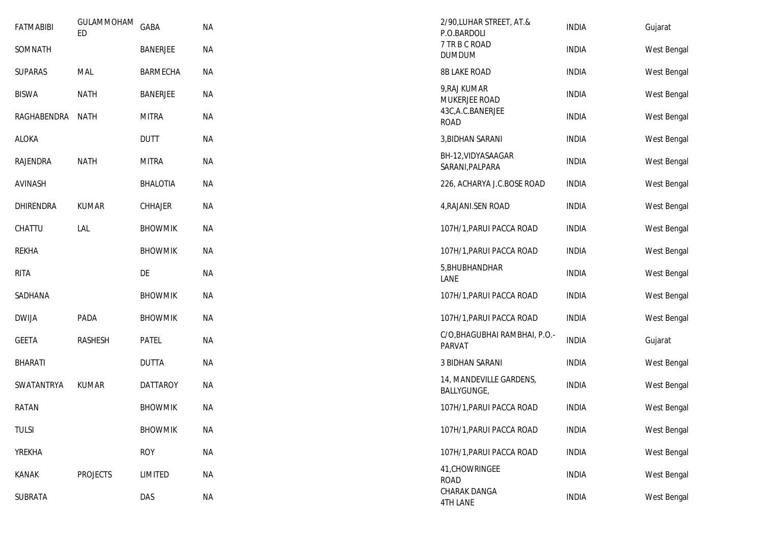| | | | | | | |
|---|---|---|---|---|---|---|
| FATMABIBI | GULAMMOHAMED | GABA | NA | 2/90,LUHAR STREET, AT.& P.O.BARDOLI | INDIA | Gujarat |
| SOMNATH | | BANERJEE | NA | 7 TR B C ROAD DUMDUM | INDIA | West Bengal |
| SUPARAS | MAL | BARMECHA | NA | 8B LAKE ROAD | INDIA | West Bengal |
| BISWA | NATH | BANERJEE | NA | 9,RAJ KUMAR MUKERJEE ROAD | INDIA | West Bengal |
| RAGHABENDRA | NATH | MITRA | NA | 43C,A.C.BANERJEE ROAD | INDIA | West Bengal |
| ALOKA | | DUTT | NA | 3,BIDHAN SARANI | INDIA | West Bengal |
| RAJENDRA | NATH | MITRA | NA | BH-12,VIDYASAAGAR SARANI,PALPARA | INDIA | West Bengal |
| AVINASH | | BHALOTIA | NA | 226, ACHARYA J.C.BOSE ROAD | INDIA | West Bengal |
| DHIRENDRA | KUMAR | CHHAJER | NA | 4,RAJANI.SEN ROAD | INDIA | West Bengal |
| CHATTU | LAL | BHOWMIK | NA | 107H/1,PARUI PACCA ROAD | INDIA | West Bengal |
| REKHA | | BHOWMIK | NA | 107H/1,PARUI PACCA ROAD | INDIA | West Bengal |
| RITA | | DE | NA | 5,BHUBHANDHAR LANE | INDIA | West Bengal |
| SADHANA | | BHOWMIK | NA | 107H/1,PARUI PACCA ROAD | INDIA | West Bengal |
| DWIJA | PADA | BHOWMIK | NA | 107H/1,PARUI PACCA ROAD | INDIA | West Bengal |
| GEETA | RASHESH | PATEL | NA | C/O,BHAGUBHAI RAMBHAI, P.O.-PARVAT | INDIA | Gujarat |
| BHARATI | | DUTTA | NA | 3 BIDHAN SARANI | INDIA | West Bengal |
| SWATANTRYA | KUMAR | DATTAROY | NA | 14, MANDEVILLE GARDENS, BALLYGUNGE, | INDIA | West Bengal |
| RATAN | | BHOWMIK | NA | 107H/1,PARUI PACCA ROAD | INDIA | West Bengal |
| TULSI | | BHOWMIK | NA | 107H/1,PARUI PACCA ROAD | INDIA | West Bengal |
| YREKHA | | ROY | NA | 107H/1,PARUI PACCA ROAD | INDIA | West Bengal |
| KANAK | PROJECTS | LIMITED | NA | 41,CHOWRINGEE ROAD | INDIA | West Bengal |
| SUBRATA | | DAS | NA | CHARAK DANGA 4TH LANE | INDIA | West Bengal |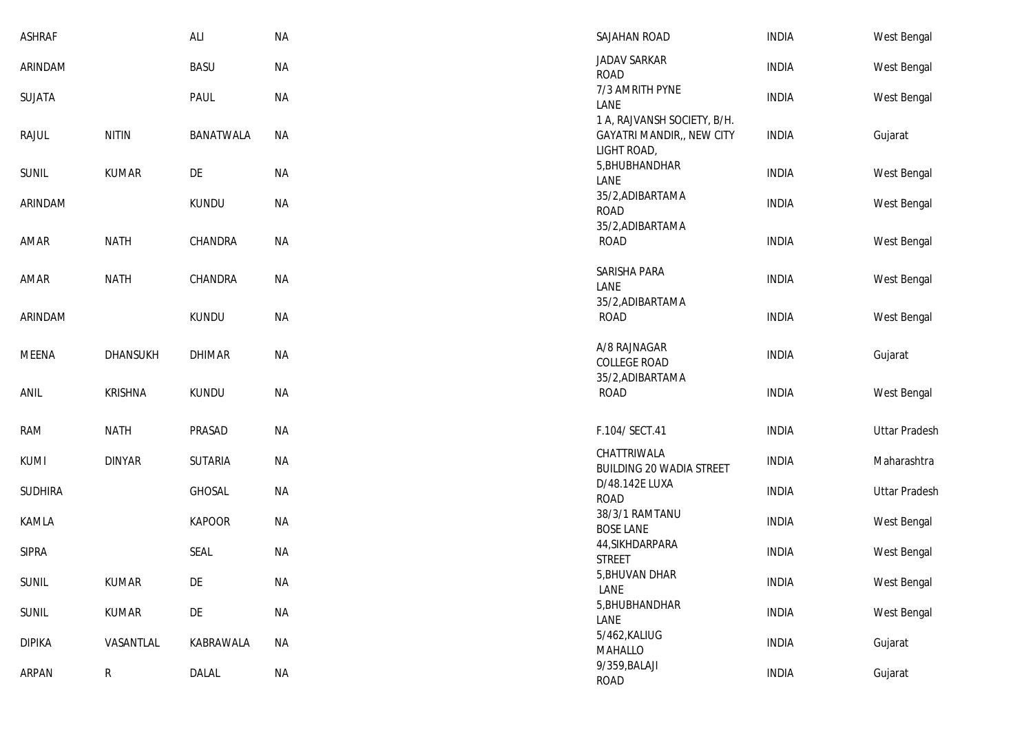| | | | | | | |
|---|---|---|---|---|---|---|
| ASHRAF | | ALI | NA | SAJAHAN ROAD | INDIA | West Bengal |
| ARINDAM | | BASU | NA | JADAV SARKAR ROAD | INDIA | West Bengal |
| SUJATA | | PAUL | NA | 7/3 AMRITH PYNE LANE | INDIA | West Bengal |
| RAJUL | NITIN | BANATWALA | NA | 1 A, RAJVANSH SOCIETY, B/H. GAYATRI MANDIR,, NEW CITY LIGHT ROAD, | INDIA | Gujarat |
| SUNIL | KUMAR | DE | NA | 5,BHUBHANDHAR LANE | INDIA | West Bengal |
| ARINDAM | | KUNDU | NA | 35/2,ADIBARTAMA ROAD | INDIA | West Bengal |
| AMAR | NATH | CHANDRA | NA | 35/2,ADIBARTAMA ROAD | INDIA | West Bengal |
| AMAR | NATH | CHANDRA | NA | SARISHA PARA LANE | INDIA | West Bengal |
| ARINDAM | | KUNDU | NA | 35/2,ADIBARTAMA ROAD | INDIA | West Bengal |
| MEENA | DHANSUKH | DHIMAR | NA | A/8 RAJNAGAR COLLEGE ROAD | INDIA | Gujarat |
| ANIL | KRISHNA | KUNDU | NA | 35/2,ADIBARTAMA ROAD | INDIA | West Bengal |
| RAM | NATH | PRASAD | NA | F.104/ SECT.41 | INDIA | Uttar Pradesh |
| KUMI | DINYAR | SUTARIA | NA | CHATTRIWALA BUILDING 20 WADIA STREET | INDIA | Maharashtra |
| SUDHIRA | | GHOSAL | NA | D/48.142E LUXA ROAD | INDIA | Uttar Pradesh |
| KAMLA | | KAPOOR | NA | 38/3/1 RAMTANU BOSE LANE | INDIA | West Bengal |
| SIPRA | | SEAL | NA | 44,SIKHDARPARA STREET | INDIA | West Bengal |
| SUNIL | KUMAR | DE | NA | 5,BHUVAN DHAR LANE | INDIA | West Bengal |
| SUNIL | KUMAR | DE | NA | 5,BHUBHANDHAR LANE | INDIA | West Bengal |
| DIPIKA | VASANTLAL | KABRAWALA | NA | 5/462,KALIUG MAHALLO | INDIA | Gujarat |
| ARPAN | R | DALAL | NA | 9/359,BALAJI ROAD | INDIA | Gujarat |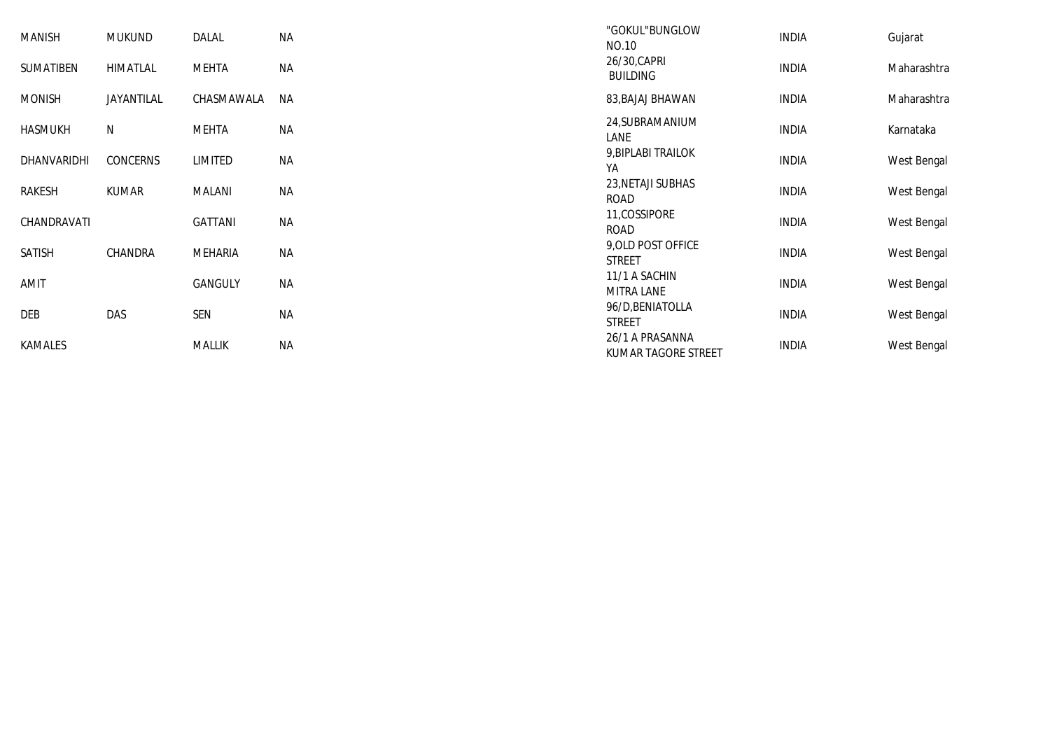| | | | | | | |
|---|---|---|---|---|---|---|
| MANISH | MUKUND | DALAL | NA | "GOKUL"BUNGLOW NO.10 | INDIA | Gujarat |
| SUMATIBEN | HIMATLAL | MEHTA | NA | 26/30,CAPRI BUILDING | INDIA | Maharashtra |
| MONISH | JAYANTILAL | CHASMAWALA | NA | 83,BAJAJ BHAWAN | INDIA | Maharashtra |
| HASMUKH | N | MEHTA | NA | 24,SUBRAMANIUM LANE | INDIA | Karnataka |
| DHANVARIDHI | CONCERNS | LIMITED | NA | 9,BIPLABI TRAILOK YA | INDIA | West Bengal |
| RAKESH | KUMAR | MALANI | NA | 23,NETAJI SUBHAS ROAD | INDIA | West Bengal |
| CHANDRAVATI | | GATTANI | NA | 11,COSSIPORE ROAD | INDIA | West Bengal |
| SATISH | CHANDRA | MEHARIA | NA | 9,OLD POST OFFICE STREET | INDIA | West Bengal |
| AMIT | | GANGULY | NA | 11/1 A SACHIN MITRA LANE | INDIA | West Bengal |
| DEB | DAS | SEN | NA | 96/D,BENIATOLLA STREET | INDIA | West Bengal |
| KAMALES | | MALLIK | NA | 26/1 A PRASANNA KUMAR TAGORE STREET | INDIA | West Bengal |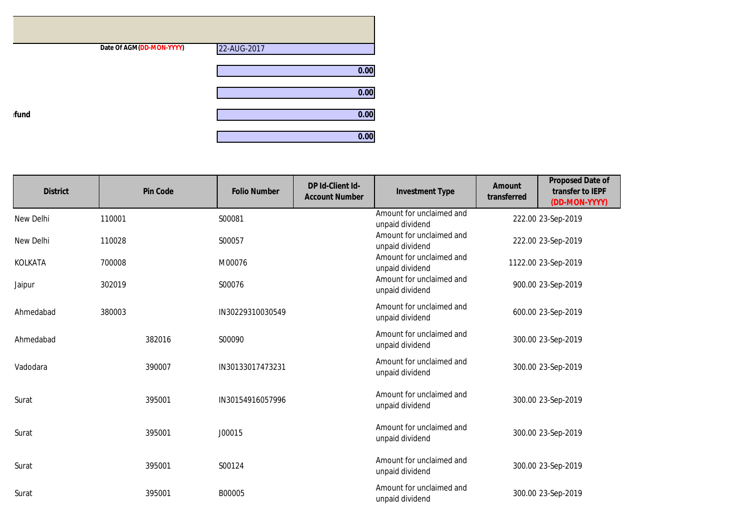| | |
|---|---|
| Date Of AGM (DD-MON-YYYY) | 22-AUG-2017 |
| | 0.00 |
| | 0.00 |
| fund | 0.00 |
| | 0.00 |

| District | Pin Code | Folio Number | DP Id-Client Id-Account Number | Investment Type | Amount transferred | Proposed Date of transfer to IEPF (DD-MON-YYYY) |
|---|---|---|---|---|---|---|
| New Delhi | 110001 | S00081 | | Amount for unclaimed and unpaid dividend | 222.00 | 23-Sep-2019 |
| New Delhi | 110028 | S00057 | | Amount for unclaimed and unpaid dividend | 222.00 | 23-Sep-2019 |
| KOLKATA | 700008 | M00076 | | Amount for unclaimed and unpaid dividend | 1122.00 | 23-Sep-2019 |
| Jaipur | 302019 | S00076 | | Amount for unclaimed and unpaid dividend | 900.00 | 23-Sep-2019 |
| Ahmedabad | 380003 | IN30229310030549 | | Amount for unclaimed and unpaid dividend | 600.00 | 23-Sep-2019 |
| Ahmedabad | 382016 | S00090 | | Amount for unclaimed and unpaid dividend | 300.00 | 23-Sep-2019 |
| Vadodara | 390007 | IN30133017473231 | | Amount for unclaimed and unpaid dividend | 300.00 | 23-Sep-2019 |
| Surat | 395001 | IN30154916057996 | | Amount for unclaimed and unpaid dividend | 300.00 | 23-Sep-2019 |
| Surat | 395001 | J00015 | | Amount for unclaimed and unpaid dividend | 300.00 | 23-Sep-2019 |
| Surat | 395001 | S00124 | | Amount for unclaimed and unpaid dividend | 300.00 | 23-Sep-2019 |
| Surat | 395001 | B00005 | | Amount for unclaimed and unpaid dividend | 300.00 | 23-Sep-2019 |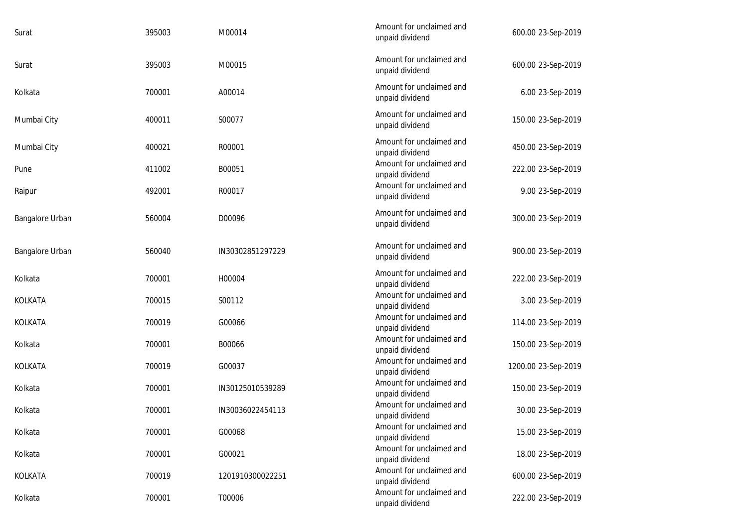| | | | | | |
|---|---|---|---|---|---|
| Surat | 395003 | M00014 | Amount for unclaimed and unpaid dividend | 600.00 | 23-Sep-2019 |
| Surat | 395003 | M00015 | Amount for unclaimed and unpaid dividend | 600.00 | 23-Sep-2019 |
| Kolkata | 700001 | A00014 | Amount for unclaimed and unpaid dividend | 6.00 | 23-Sep-2019 |
| Mumbai City | 400011 | S00077 | Amount for unclaimed and unpaid dividend | 150.00 | 23-Sep-2019 |
| Mumbai City | 400021 | R00001 | Amount for unclaimed and unpaid dividend | 450.00 | 23-Sep-2019 |
| Pune | 411002 | B00051 | Amount for unclaimed and unpaid dividend | 222.00 | 23-Sep-2019 |
| Raipur | 492001 | R00017 | Amount for unclaimed and unpaid dividend | 9.00 | 23-Sep-2019 |
| Bangalore Urban | 560004 | D00096 | Amount for unclaimed and unpaid dividend | 300.00 | 23-Sep-2019 |
| Bangalore Urban | 560040 | IN30302851297229 | Amount for unclaimed and unpaid dividend | 900.00 | 23-Sep-2019 |
| Kolkata | 700001 | H00004 | Amount for unclaimed and unpaid dividend | 222.00 | 23-Sep-2019 |
| KOLKATA | 700015 | S00112 | Amount for unclaimed and unpaid dividend | 3.00 | 23-Sep-2019 |
| KOLKATA | 700019 | G00066 | Amount for unclaimed and unpaid dividend | 114.00 | 23-Sep-2019 |
| Kolkata | 700001 | B00066 | Amount for unclaimed and unpaid dividend | 150.00 | 23-Sep-2019 |
| KOLKATA | 700019 | G00037 | Amount for unclaimed and unpaid dividend | 1200.00 | 23-Sep-2019 |
| Kolkata | 700001 | IN30125010539289 | Amount for unclaimed and unpaid dividend | 150.00 | 23-Sep-2019 |
| Kolkata | 700001 | IN30036022454113 | Amount for unclaimed and unpaid dividend | 30.00 | 23-Sep-2019 |
| Kolkata | 700001 | G00068 | Amount for unclaimed and unpaid dividend | 15.00 | 23-Sep-2019 |
| Kolkata | 700001 | G00021 | Amount for unclaimed and unpaid dividend | 18.00 | 23-Sep-2019 |
| KOLKATA | 700019 | 1201910300022251 | Amount for unclaimed and unpaid dividend | 600.00 | 23-Sep-2019 |
| Kolkata | 700001 | T00006 | Amount for unclaimed and unpaid dividend | 222.00 | 23-Sep-2019 |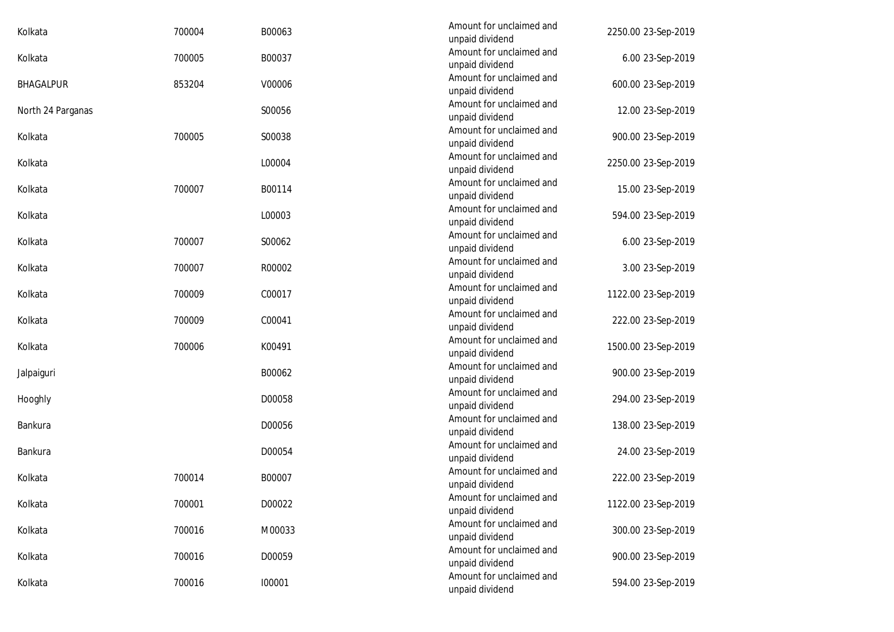| | | | | | |
|---|---|---|---|---|---|
| Kolkata | 700004 | B00063 | Amount for unclaimed and unpaid dividend | 2250.00 | 23-Sep-2019 |
| Kolkata | 700005 | B00037 | Amount for unclaimed and unpaid dividend | 6.00 | 23-Sep-2019 |
| BHAGALPUR | 853204 | V00006 | Amount for unclaimed and unpaid dividend | 600.00 | 23-Sep-2019 |
| North 24 Parganas | | S00056 | Amount for unclaimed and unpaid dividend | 12.00 | 23-Sep-2019 |
| Kolkata | 700005 | S00038 | Amount for unclaimed and unpaid dividend | 900.00 | 23-Sep-2019 |
| Kolkata | | L00004 | Amount for unclaimed and unpaid dividend | 2250.00 | 23-Sep-2019 |
| Kolkata | 700007 | B00114 | Amount for unclaimed and unpaid dividend | 15.00 | 23-Sep-2019 |
| Kolkata | | L00003 | Amount for unclaimed and unpaid dividend | 594.00 | 23-Sep-2019 |
| Kolkata | 700007 | S00062 | Amount for unclaimed and unpaid dividend | 6.00 | 23-Sep-2019 |
| Kolkata | 700007 | R00002 | Amount for unclaimed and unpaid dividend | 3.00 | 23-Sep-2019 |
| Kolkata | 700009 | C00017 | Amount for unclaimed and unpaid dividend | 1122.00 | 23-Sep-2019 |
| Kolkata | 700009 | C00041 | Amount for unclaimed and unpaid dividend | 222.00 | 23-Sep-2019 |
| Kolkata | 700006 | K00491 | Amount for unclaimed and unpaid dividend | 1500.00 | 23-Sep-2019 |
| Jalpaiguri | | B00062 | Amount for unclaimed and unpaid dividend | 900.00 | 23-Sep-2019 |
| Hooghly | | D00058 | Amount for unclaimed and unpaid dividend | 294.00 | 23-Sep-2019 |
| Bankura | | D00056 | Amount for unclaimed and unpaid dividend | 138.00 | 23-Sep-2019 |
| Bankura | | D00054 | Amount for unclaimed and unpaid dividend | 24.00 | 23-Sep-2019 |
| Kolkata | 700014 | B00007 | Amount for unclaimed and unpaid dividend | 222.00 | 23-Sep-2019 |
| Kolkata | 700001 | D00022 | Amount for unclaimed and unpaid dividend | 1122.00 | 23-Sep-2019 |
| Kolkata | 700016 | M00033 | Amount for unclaimed and unpaid dividend | 300.00 | 23-Sep-2019 |
| Kolkata | 700016 | D00059 | Amount for unclaimed and unpaid dividend | 900.00 | 23-Sep-2019 |
| Kolkata | 700016 | I00001 | Amount for unclaimed and unpaid dividend | 594.00 | 23-Sep-2019 |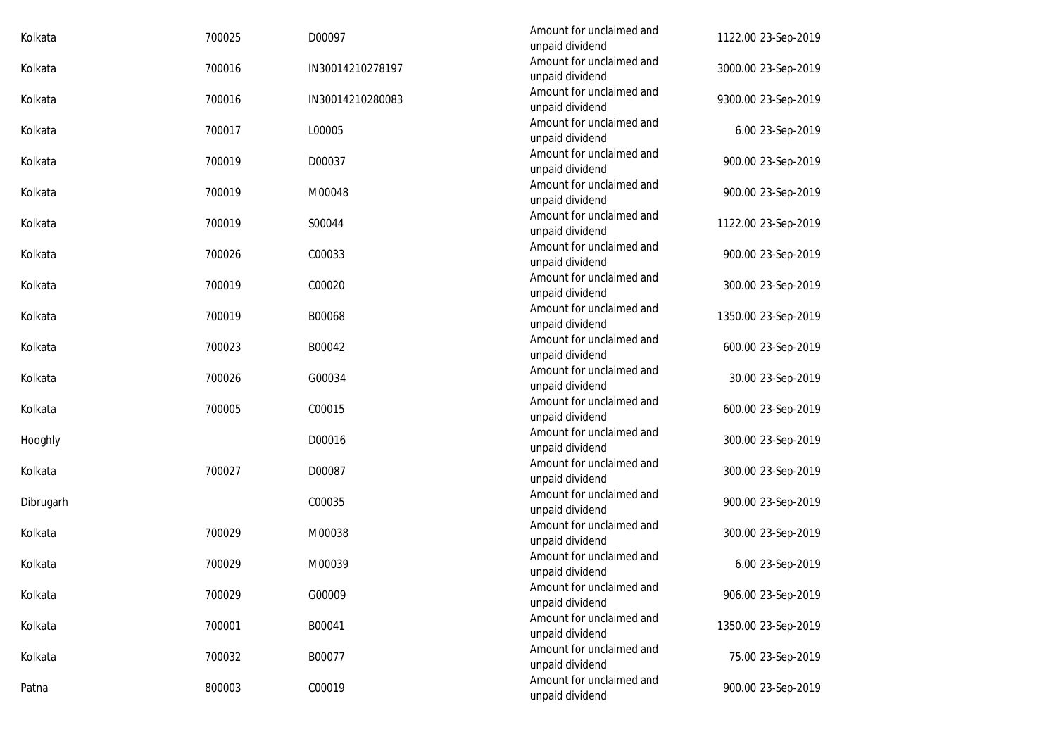| | | | | | |
|---|---|---|---|---|---|
| Kolkata | 700025 | D00097 | Amount for unclaimed and unpaid dividend | 1122.00 | 23-Sep-2019 |
| Kolkata | 700016 | IN30014210278197 | Amount for unclaimed and unpaid dividend | 3000.00 | 23-Sep-2019 |
| Kolkata | 700016 | IN30014210280083 | Amount for unclaimed and unpaid dividend | 9300.00 | 23-Sep-2019 |
| Kolkata | 700017 | L00005 | Amount for unclaimed and unpaid dividend | 6.00 | 23-Sep-2019 |
| Kolkata | 700019 | D00037 | Amount for unclaimed and unpaid dividend | 900.00 | 23-Sep-2019 |
| Kolkata | 700019 | M00048 | Amount for unclaimed and unpaid dividend | 900.00 | 23-Sep-2019 |
| Kolkata | 700019 | S00044 | Amount for unclaimed and unpaid dividend | 1122.00 | 23-Sep-2019 |
| Kolkata | 700026 | C00033 | Amount for unclaimed and unpaid dividend | 900.00 | 23-Sep-2019 |
| Kolkata | 700019 | C00020 | Amount for unclaimed and unpaid dividend | 300.00 | 23-Sep-2019 |
| Kolkata | 700019 | B00068 | Amount for unclaimed and unpaid dividend | 1350.00 | 23-Sep-2019 |
| Kolkata | 700023 | B00042 | Amount for unclaimed and unpaid dividend | 600.00 | 23-Sep-2019 |
| Kolkata | 700026 | G00034 | Amount for unclaimed and unpaid dividend | 30.00 | 23-Sep-2019 |
| Kolkata | 700005 | C00015 | Amount for unclaimed and unpaid dividend | 600.00 | 23-Sep-2019 |
| Hooghly | | D00016 | Amount for unclaimed and unpaid dividend | 300.00 | 23-Sep-2019 |
| Kolkata | 700027 | D00087 | Amount for unclaimed and unpaid dividend | 300.00 | 23-Sep-2019 |
| Dibrugarh | | C00035 | Amount for unclaimed and unpaid dividend | 900.00 | 23-Sep-2019 |
| Kolkata | 700029 | M00038 | Amount for unclaimed and unpaid dividend | 300.00 | 23-Sep-2019 |
| Kolkata | 700029 | M00039 | Amount for unclaimed and unpaid dividend | 6.00 | 23-Sep-2019 |
| Kolkata | 700029 | G00009 | Amount for unclaimed and unpaid dividend | 906.00 | 23-Sep-2019 |
| Kolkata | 700001 | B00041 | Amount for unclaimed and unpaid dividend | 1350.00 | 23-Sep-2019 |
| Kolkata | 700032 | B00077 | Amount for unclaimed and unpaid dividend | 75.00 | 23-Sep-2019 |
| Patna | 800003 | C00019 | Amount for unclaimed and unpaid dividend | 900.00 | 23-Sep-2019 |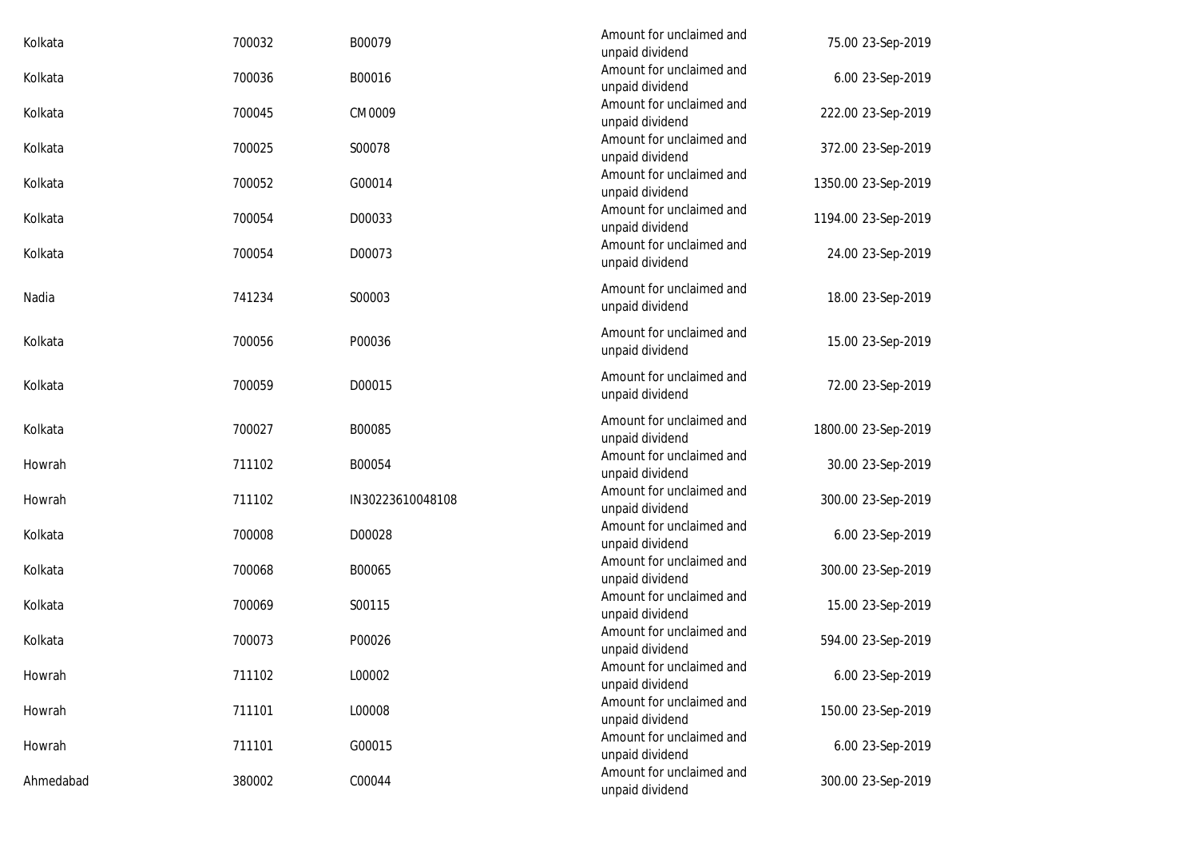| | | | | | |
|---|---|---|---|---|---|
| Kolkata | 700032 | B00079 | Amount for unclaimed and unpaid dividend | 75.00 | 23-Sep-2019 |
| Kolkata | 700036 | B00016 | Amount for unclaimed and unpaid dividend | 6.00 | 23-Sep-2019 |
| Kolkata | 700045 | CM0009 | Amount for unclaimed and unpaid dividend | 222.00 | 23-Sep-2019 |
| Kolkata | 700025 | S00078 | Amount for unclaimed and unpaid dividend | 372.00 | 23-Sep-2019 |
| Kolkata | 700052 | G00014 | Amount for unclaimed and unpaid dividend | 1350.00 | 23-Sep-2019 |
| Kolkata | 700054 | D00033 | Amount for unclaimed and unpaid dividend | 1194.00 | 23-Sep-2019 |
| Kolkata | 700054 | D00073 | Amount for unclaimed and unpaid dividend | 24.00 | 23-Sep-2019 |
| Nadia | 741234 | S00003 | Amount for unclaimed and unpaid dividend | 18.00 | 23-Sep-2019 |
| Kolkata | 700056 | P00036 | Amount for unclaimed and unpaid dividend | 15.00 | 23-Sep-2019 |
| Kolkata | 700059 | D00015 | Amount for unclaimed and unpaid dividend | 72.00 | 23-Sep-2019 |
| Kolkata | 700027 | B00085 | Amount for unclaimed and unpaid dividend | 1800.00 | 23-Sep-2019 |
| Howrah | 711102 | B00054 | Amount for unclaimed and unpaid dividend | 30.00 | 23-Sep-2019 |
| Howrah | 711102 | IN30223610048108 | Amount for unclaimed and unpaid dividend | 300.00 | 23-Sep-2019 |
| Kolkata | 700008 | D00028 | Amount for unclaimed and unpaid dividend | 6.00 | 23-Sep-2019 |
| Kolkata | 700068 | B00065 | Amount for unclaimed and unpaid dividend | 300.00 | 23-Sep-2019 |
| Kolkata | 700069 | S00115 | Amount for unclaimed and unpaid dividend | 15.00 | 23-Sep-2019 |
| Kolkata | 700073 | P00026 | Amount for unclaimed and unpaid dividend | 594.00 | 23-Sep-2019 |
| Howrah | 711102 | L00002 | Amount for unclaimed and unpaid dividend | 6.00 | 23-Sep-2019 |
| Howrah | 711101 | L00008 | Amount for unclaimed and unpaid dividend | 150.00 | 23-Sep-2019 |
| Howrah | 711101 | G00015 | Amount for unclaimed and unpaid dividend | 6.00 | 23-Sep-2019 |
| Ahmedabad | 380002 | C00044 | Amount for unclaimed and unpaid dividend | 300.00 | 23-Sep-2019 |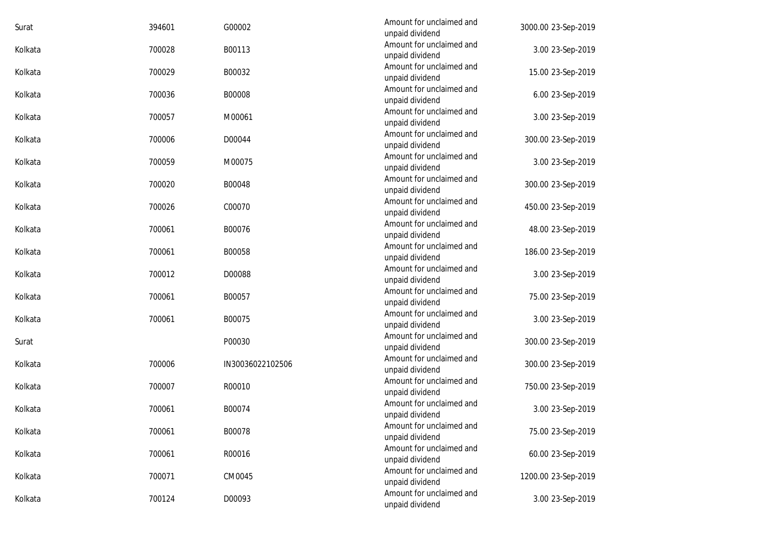| | | | | | |
|---|---|---|---|---|---|
| Surat | 394601 | G00002 | Amount for unclaimed and unpaid dividend | 3000.00 | 23-Sep-2019 |
| Kolkata | 700028 | B00113 | Amount for unclaimed and unpaid dividend | 3.00 | 23-Sep-2019 |
| Kolkata | 700029 | B00032 | Amount for unclaimed and unpaid dividend | 15.00 | 23-Sep-2019 |
| Kolkata | 700036 | B00008 | Amount for unclaimed and unpaid dividend | 6.00 | 23-Sep-2019 |
| Kolkata | 700057 | M00061 | Amount for unclaimed and unpaid dividend | 3.00 | 23-Sep-2019 |
| Kolkata | 700006 | D00044 | Amount for unclaimed and unpaid dividend | 300.00 | 23-Sep-2019 |
| Kolkata | 700059 | M00075 | Amount for unclaimed and unpaid dividend | 3.00 | 23-Sep-2019 |
| Kolkata | 700020 | B00048 | Amount for unclaimed and unpaid dividend | 300.00 | 23-Sep-2019 |
| Kolkata | 700026 | C00070 | Amount for unclaimed and unpaid dividend | 450.00 | 23-Sep-2019 |
| Kolkata | 700061 | B00076 | Amount for unclaimed and unpaid dividend | 48.00 | 23-Sep-2019 |
| Kolkata | 700061 | B00058 | Amount for unclaimed and unpaid dividend | 186.00 | 23-Sep-2019 |
| Kolkata | 700012 | D00088 | Amount for unclaimed and unpaid dividend | 3.00 | 23-Sep-2019 |
| Kolkata | 700061 | B00057 | Amount for unclaimed and unpaid dividend | 75.00 | 23-Sep-2019 |
| Kolkata | 700061 | B00075 | Amount for unclaimed and unpaid dividend | 3.00 | 23-Sep-2019 |
| Surat | | P00030 | Amount for unclaimed and unpaid dividend | 300.00 | 23-Sep-2019 |
| Kolkata | 700006 | IN30036022102506 | Amount for unclaimed and unpaid dividend | 300.00 | 23-Sep-2019 |
| Kolkata | 700007 | R00010 | Amount for unclaimed and unpaid dividend | 750.00 | 23-Sep-2019 |
| Kolkata | 700061 | B00074 | Amount for unclaimed and unpaid dividend | 3.00 | 23-Sep-2019 |
| Kolkata | 700061 | B00078 | Amount for unclaimed and unpaid dividend | 75.00 | 23-Sep-2019 |
| Kolkata | 700061 | R00016 | Amount for unclaimed and unpaid dividend | 60.00 | 23-Sep-2019 |
| Kolkata | 700071 | CM0045 | Amount for unclaimed and unpaid dividend | 1200.00 | 23-Sep-2019 |
| Kolkata | 700124 | D00093 | Amount for unclaimed and unpaid dividend | 3.00 | 23-Sep-2019 |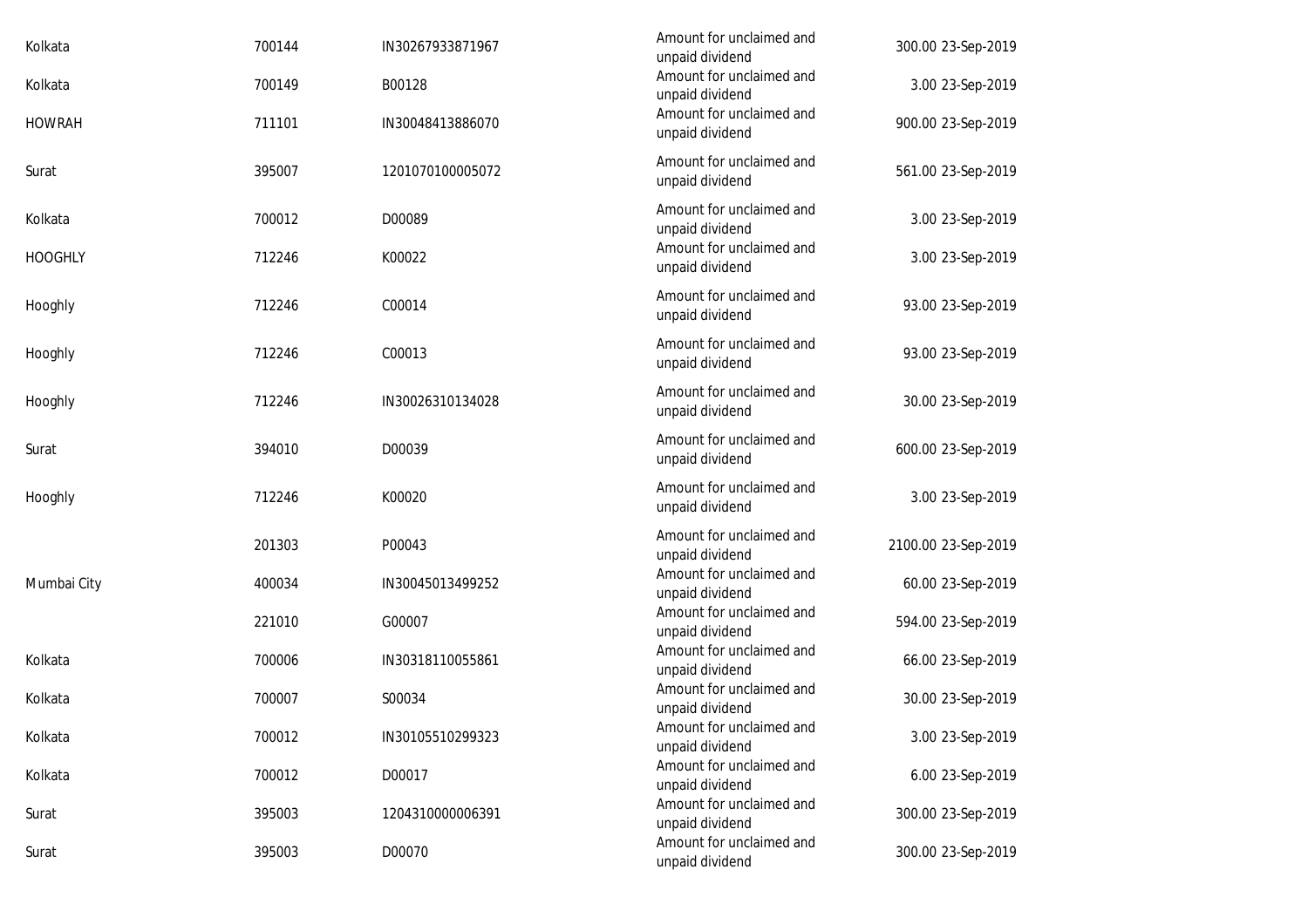| | | | | | |
|---|---|---|---|---|---|
| Kolkata | 700144 | IN30267933871967 | Amount for unclaimed and unpaid dividend | 300.00 | 23-Sep-2019 |
| Kolkata | 700149 | B00128 | Amount for unclaimed and unpaid dividend | 3.00 | 23-Sep-2019 |
| HOWRAH | 711101 | IN30048413886070 | Amount for unclaimed and unpaid dividend | 900.00 | 23-Sep-2019 |
| Surat | 395007 | 1201070100005072 | Amount for unclaimed and unpaid dividend | 561.00 | 23-Sep-2019 |
| Kolkata | 700012 | D00089 | Amount for unclaimed and unpaid dividend | 3.00 | 23-Sep-2019 |
| HOOGHLY | 712246 | K00022 | Amount for unclaimed and unpaid dividend | 3.00 | 23-Sep-2019 |
| Hooghly | 712246 | C00014 | Amount for unclaimed and unpaid dividend | 93.00 | 23-Sep-2019 |
| Hooghly | 712246 | C00013 | Amount for unclaimed and unpaid dividend | 93.00 | 23-Sep-2019 |
| Hooghly | 712246 | IN30026310134028 | Amount for unclaimed and unpaid dividend | 30.00 | 23-Sep-2019 |
| Surat | 394010 | D00039 | Amount for unclaimed and unpaid dividend | 600.00 | 23-Sep-2019 |
| Hooghly | 712246 | K00020 | Amount for unclaimed and unpaid dividend | 3.00 | 23-Sep-2019 |
| | 201303 | P00043 | Amount for unclaimed and unpaid dividend | 2100.00 | 23-Sep-2019 |
| Mumbai City | 400034 | IN30045013499252 | Amount for unclaimed and unpaid dividend | 60.00 | 23-Sep-2019 |
| | 221010 | G00007 | Amount for unclaimed and unpaid dividend | 594.00 | 23-Sep-2019 |
| Kolkata | 700006 | IN30318110055861 | Amount for unclaimed and unpaid dividend | 66.00 | 23-Sep-2019 |
| Kolkata | 700007 | S00034 | Amount for unclaimed and unpaid dividend | 30.00 | 23-Sep-2019 |
| Kolkata | 700012 | IN30105510299323 | Amount for unclaimed and unpaid dividend | 3.00 | 23-Sep-2019 |
| Kolkata | 700012 | D00017 | Amount for unclaimed and unpaid dividend | 6.00 | 23-Sep-2019 |
| Surat | 395003 | 1204310000006391 | Amount for unclaimed and unpaid dividend | 300.00 | 23-Sep-2019 |
| Surat | 395003 | D00070 | Amount for unclaimed and unpaid dividend | 300.00 | 23-Sep-2019 |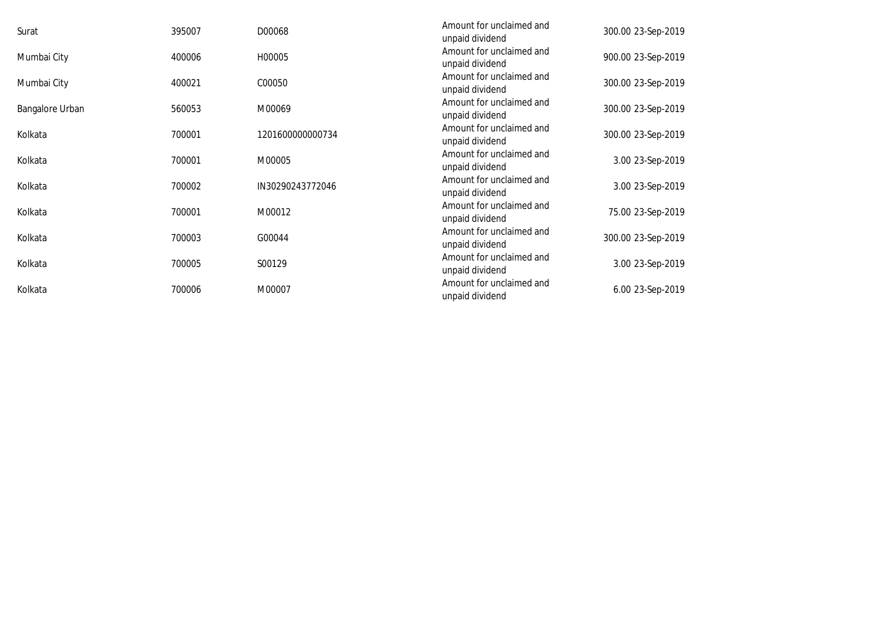| | | | | | |
|---|---|---|---|---|---|
| Surat | 395007 | D00068 | Amount for unclaimed and unpaid dividend | 300.00 | 23-Sep-2019 |
| Mumbai City | 400006 | H00005 | Amount for unclaimed and unpaid dividend | 900.00 | 23-Sep-2019 |
| Mumbai City | 400021 | C00050 | Amount for unclaimed and unpaid dividend | 300.00 | 23-Sep-2019 |
| Bangalore Urban | 560053 | M00069 | Amount for unclaimed and unpaid dividend | 300.00 | 23-Sep-2019 |
| Kolkata | 700001 | 1201600000000734 | Amount for unclaimed and unpaid dividend | 300.00 | 23-Sep-2019 |
| Kolkata | 700001 | M00005 | Amount for unclaimed and unpaid dividend | 3.00 | 23-Sep-2019 |
| Kolkata | 700002 | IN30290243772046 | Amount for unclaimed and unpaid dividend | 3.00 | 23-Sep-2019 |
| Kolkata | 700001 | M00012 | Amount for unclaimed and unpaid dividend | 75.00 | 23-Sep-2019 |
| Kolkata | 700003 | G00044 | Amount for unclaimed and unpaid dividend | 300.00 | 23-Sep-2019 |
| Kolkata | 700005 | S00129 | Amount for unclaimed and unpaid dividend | 3.00 | 23-Sep-2019 |
| Kolkata | 700006 | M00007 | Amount for unclaimed and unpaid dividend | 6.00 | 23-Sep-2019 |